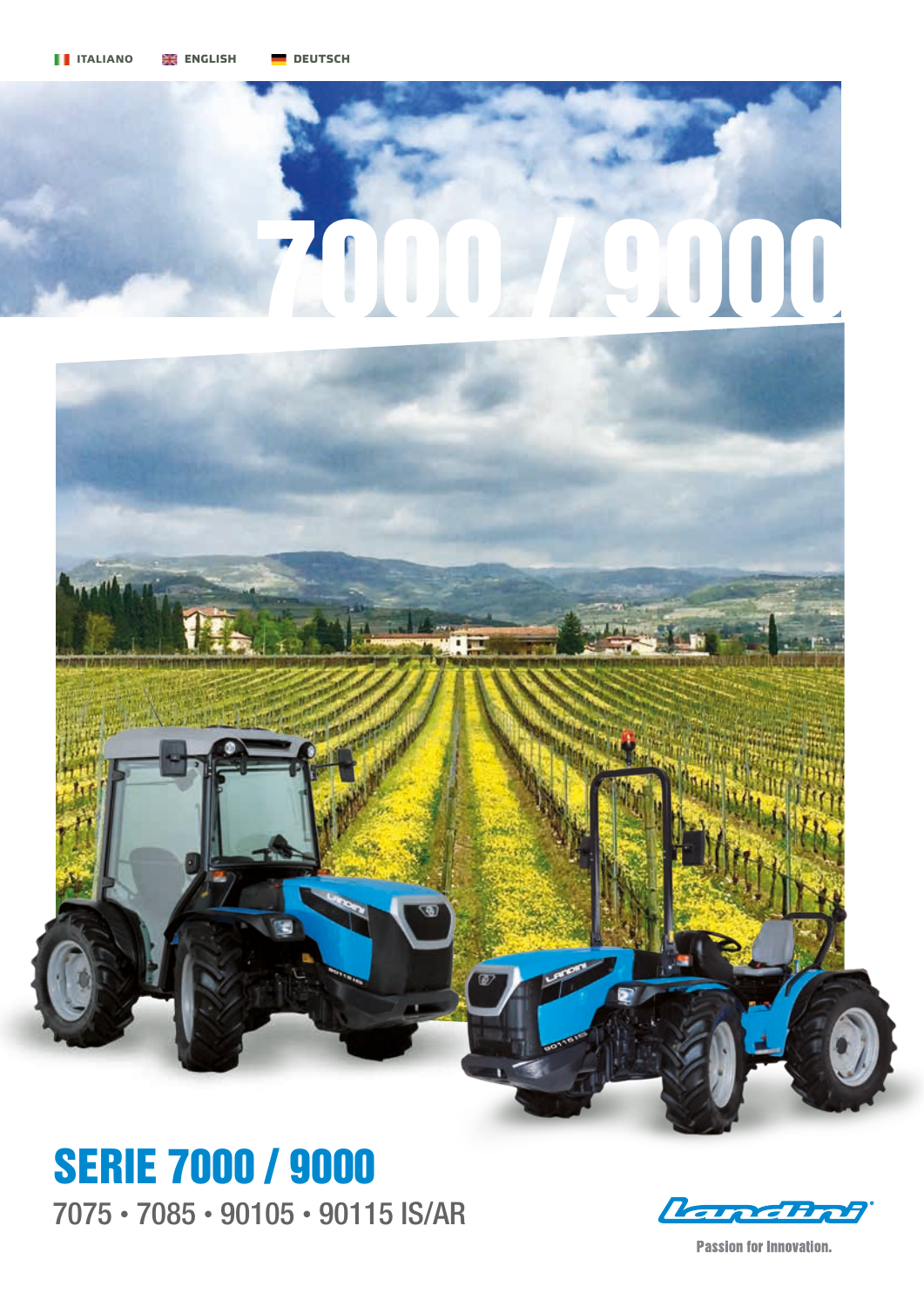ITALIANO ENGLISH DEUTSCH

# 7000 / 9000

## SERIE 7000 / 9000

7075 • 7085 • 90105 • 90115 IS/AR

Landini

Passion for Innovation.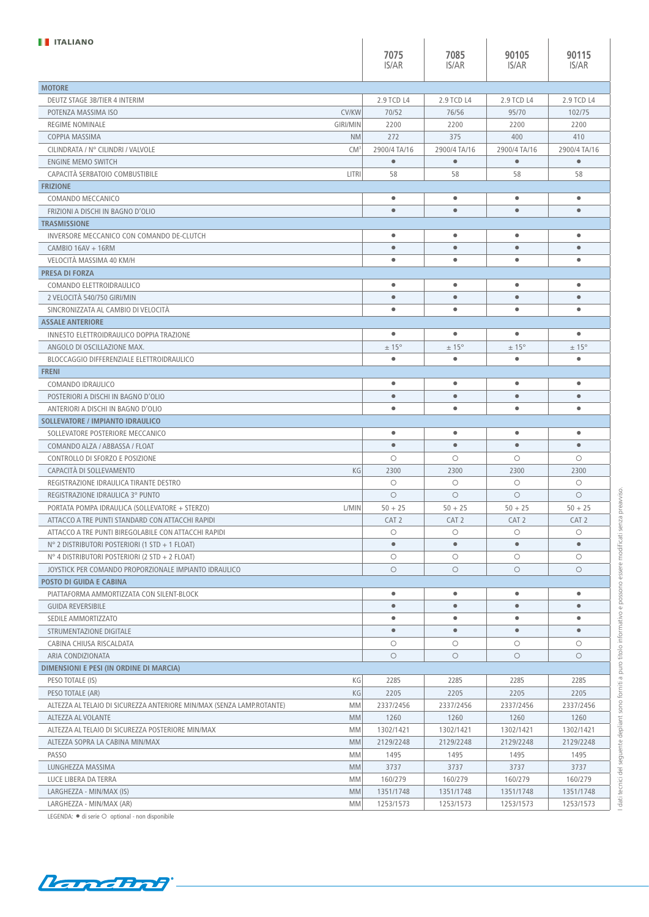ITALIANO

| | | 7075 IS/AR | 7085 IS/AR | 90105 IS/AR | 90115 IS/AR |
|---|---|---|---|---|---|
| **MOTORE** | | | | | |
| DEUTZ STAGE 3B/TIER 4 INTERIM | | 2.9 TCD L4 | 2.9 TCD L4 | 2.9 TCD L4 | 2.9 TCD L4 |
| POTENZA MASSIMA ISO | CV/KW | 70/52 | 76/56 | 95/70 | 102/75 |
| REGIME NOMINALE | GIRI/MIN | 2200 | 2200 | 2200 | 2200 |
| COPPIA MASSIMA | NM | 272 | 375 | 400 | 410 |
| CILINDRATA / N° CILINDRI / VALVOLE | $CM^3$ | 2900/4 TA/16 | 2900/4 TA/16 | 2900/4 TA/16 | 2900/4 TA/16 |
| ENGINE MEMO SWITCH | | ● | ● | ● | ● |
| CAPACITÀ SERBATOIO COMBUSTIBILE | LITRI | 58 | 58 | 58 | 58 |
| **FRIZIONE** | | | | | |
| COMANDO MECCANICO | | ● | ● | ● | ● |
| FRIZIONI A DISCHI IN BAGNO D'OLIO | | ● | ● | ● | ● |
| **TRASMISSIONE** | | | | | |
| INVERSORE MECCANICO CON COMANDO DE-CLUTCH | | ● | ● | ● | ● |
| CAMBIO 16AV + 16RM | | ● | ● | ● | ● |
| VELOCITÀ MASSIMA 40 KM/H | | ● | ● | ● | ● |
| **PRESA DI FORZA** | | | | | |
| COMANDO ELETTROIDRAULICO | | ● | ● | ● | ● |
| 2 VELOCITÀ 540/750 GIRI/MIN | | ● | ● | ● | ● |
| SINCRONIZZATA AL CAMBIO DI VELOCITÀ | | ● | ● | ● | ● |
| **ASSALE ANTERIORE** | | | | | |
| INNESTO ELETTROIDRAULICO DOPPIA TRAZIONE | | ● | ● | ● | ● |
| ANGOLO DI OSCILLAZIONE MAX. | | ± 15° | ± 15° | ± 15° | ± 15° |
| BLOCCAGGIO DIFFERENZIALE ELETTROIDRAULICO | | ● | ● | ● | ● |
| **FRENI** | | | | | |
| COMANDO IDRAULICO | | ● | ● | ● | ● |
| POSTERIORI A DISCHI IN BAGNO D'OLIO | | ● | ● | ● | ● |
| ANTERIORI A DISCHI IN BAGNO D'OLIO | | ● | ● | ● | ● |
| **SOLLEVATORE / IMPIANTO IDRAULICO** | | | | | |
| SOLLEVATORE POSTERIORE MECCANICO | | ● | ● | ● | ● |
| COMANDO ALZA / ABBASSA / FLOAT | | ● | ● | ● | ● |
| CONTROLLO DI SFORZO E POSIZIONE | | ○ | ○ | ○ | ○ |
| CAPACITÀ DI SOLLEVAMENTO | KG | 2300 | 2300 | 2300 | 2300 |
| REGISTRAZIONE IDRAULICA TIRANTE DESTRO | | ○ | ○ | ○ | ○ |
| REGISTRAZIONE IDRAULICA 3° PUNTO | | ○ | ○ | ○ | ○ |
| PORTATA POMPA IDRAULICA (SOLLEVATORE + STERZO) | L/MIN | 50 + 25 | 50 + 25 | 50 + 25 | 50 + 25 |
| ATTACCO A TRE PUNTI STANDARD CON ATTACCHI RAPIDI | | CAT 2 | CAT 2 | CAT 2 | CAT 2 |
| ATTACCO A TRE PUNTI BIREGOLABILE CON ATTACCHI RAPIDI | | ○ | ○ | ○ | ○ |
| N° 2 DISTRIBUTORI POSTERIORI (1 STD + 1 FLOAT) | | ● | ● | ● | ● |
| N° 4 DISTRIBUTORI POSTERIORI (2 STD + 2 FLOAT) | | ○ | ○ | ○ | ○ |
| JOYSTICK PER COMANDO PROPORZIONALE IMPIANTO IDRAULICO | | ○ | ○ | ○ | ○ |
| **POSTO DI GUIDA E CABINA** | | | | | |
| PIATTAFORMA AMMORTIZZATA CON SILENT-BLOCK | | ● | ● | ● | ● |
| GUIDA REVERSIBILE | | ● | ● | ● | ● |
| SEDILE AMMORTIZZATO | | ● | ● | ● | ● |
| STRUMENTAZIONE DIGITALE | | ● | ● | ● | ● |
| CABINA CHIUSA RISCALDATA | | ○ | ○ | ○ | ○ |
| ARIA CONDIZIONATA | | ○ | ○ | ○ | ○ |
| **DIMENSIONI E PESI (IN ORDINE DI MARCIA)** | | | | | |
| PESO TOTALE (IS) | KG | 2285 | 2285 | 2285 | 2285 |
| PESO TOTALE (AR) | KG | 2205 | 2205 | 2205 | 2205 |
| ALTEZZA AL TELAIO DI SICUREZZA ANTERIORE MIN/MAX (SENZA LAMP.ROTANTE) | MM | 2337/2456 | 2337/2456 | 2337/2456 | 2337/2456 |
| ALTEZZA AL VOLANTE | MM | 1260 | 1260 | 1260 | 1260 |
| ALTEZZA AL TELAIO DI SICUREZZA POSTERIORE MIN/MAX | MM | 1302/1421 | 1302/1421 | 1302/1421 | 1302/1421 |
| ALTEZZA SOPRA LA CABINA MIN/MAX | MM | 2129/2248 | 2129/2248 | 2129/2248 | 2129/2248 |
| PASSO | MM | 1495 | 1495 | 1495 | 1495 |
| LUNGHEZZA MASSIMA | MM | 3737 | 3737 | 3737 | 3737 |
| LUCE LIBERA DA TERRA | MM | 160/279 | 160/279 | 160/279 | 160/279 |
| LARGHEZZA - MIN/MAX (IS) | MM | 1351/1748 | 1351/1748 | 1351/1748 | 1351/1748 |
| LARGHEZZA - MIN/MAX (AR) | MM | 1253/1573 | 1253/1573 | 1253/1573 | 1253/1573 |

LEGENDA: ● di serie ○ optional - non disponibile

I dati tecnici del seguente depliant sono forniti a puro titolo informativo e possono essere modificati senza preavviso.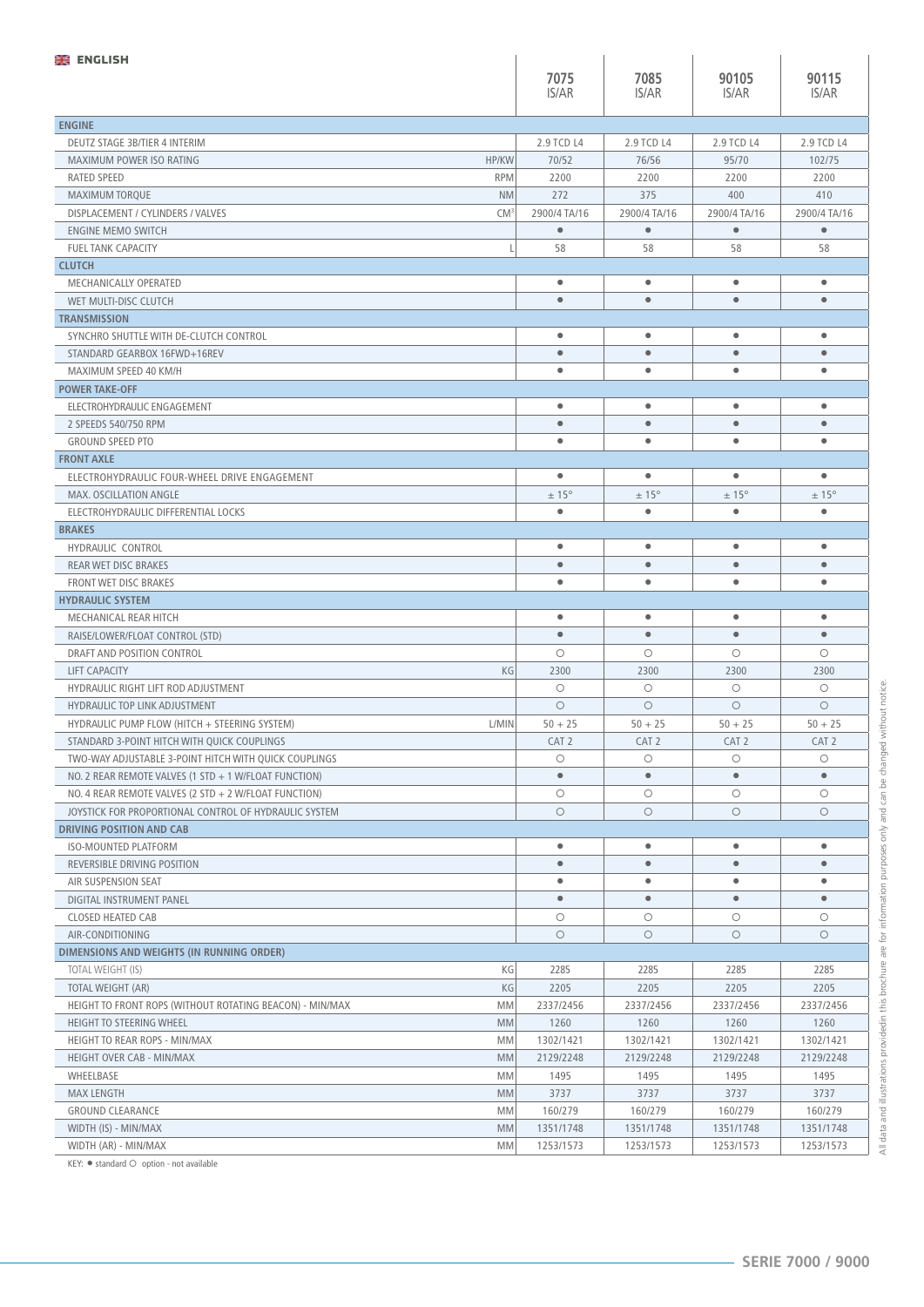ENGLISH

| | | 7075 IS/AR | 7085 IS/AR | 90105 IS/AR | 90115 IS/AR |
|---|---|---|---|---|---|
| **ENGINE** | | | | | |
| DEUTZ STAGE 3B/TIER 4 INTERIM | | 2.9 TCD L4 | 2.9 TCD L4 | 2.9 TCD L4 | 2.9 TCD L4 |
| MAXIMUM POWER ISO RATING | HP/KW | 70/52 | 76/56 | 95/70 | 102/75 |
| RATED SPEED | RPM | 2200 | 2200 | 2200 | 2200 |
| MAXIMUM TORQUE | NM | 272 | 375 | 400 | 410 |
| DISPLACEMENT / CYLINDERS / VALVES | $CM^3$ | 2900/4 TA/16 | 2900/4 TA/16 | 2900/4 TA/16 | 2900/4 TA/16 |
| ENGINE MEMO SWITCH | | ● | ● | ● | ● |
| FUEL TANK CAPACITY | L | 58 | 58 | 58 | 58 |
| **CLUTCH** | | | | | |
| MECHANICALLY OPERATED | | ● | ● | ● | ● |
| WET MULTI-DISC CLUTCH | | ● | ● | ● | ● |
| **TRANSMISSION** | | | | | |
| SYNCHRO SHUTTLE WITH DE-CLUTCH CONTROL | | ● | ● | ● | ● |
| STANDARD GEARBOX 16FWD+16REV | | ● | ● | ● | ● |
| MAXIMUM SPEED 40 KM/H | | ● | ● | ● | ● |
| **POWER TAKE-OFF** | | | | | |
| ELECTROHYDRAULIC ENGAGEMENT | | ● | ● | ● | ● |
| 2 SPEEDS 540/750 RPM | | ● | ● | ● | ● |
| GROUND SPEED PTO | | ● | ● | ● | ● |
| **FRONT AXLE** | | | | | |
| ELECTROHYDRAULIC FOUR-WHEEL DRIVE ENGAGEMENT | | ● | ● | ● | ● |
| MAX. OSCILLATION ANGLE | | ± 15° | ± 15° | ± 15° | ± 15° |
| ELECTROHYDRAULIC DIFFERENTIAL LOCKS | | ● | ● | ● | ● |
| **BRAKES** | | | | | |
| HYDRAULIC CONTROL | | ● | ● | ● | ● |
| REAR WET DISC BRAKES | | ● | ● | ● | ● |
| FRONT WET DISC BRAKES | | ● | ● | ● | ● |
| **HYDRAULIC SYSTEM** | | | | | |
| MECHANICAL REAR HITCH | | ● | ● | ● | ● |
| RAISE/LOWER/FLOAT CONTROL (STD) | | ● | ● | ● | ● |
| DRAFT AND POSITION CONTROL | | ○ | ○ | ○ | ○ |
| LIFT CAPACITY | KG | 2300 | 2300 | 2300 | 2300 |
| HYDRAULIC RIGHT LIFT ROD ADJUSTMENT | | ○ | ○ | ○ | ○ |
| HYDRAULIC TOP LINK ADJUSTMENT | | ○ | ○ | ○ | ○ |
| HYDRAULIC PUMP FLOW (HITCH + STEERING SYSTEM) | L/MIN | 50 + 25 | 50 + 25 | 50 + 25 | 50 + 25 |
| STANDARD 3-POINT HITCH WITH QUICK COUPLINGS | | CAT 2 | CAT 2 | CAT 2 | CAT 2 |
| TWO-WAY ADJUSTABLE 3-POINT HITCH WITH QUICK COUPLINGS | | ○ | ○ | ○ | ○ |
| NO. 2 REAR REMOTE VALVES (1 STD + 1 W/FLOAT FUNCTION) | | ● | ● | ● | ● |
| NO. 4 REAR REMOTE VALVES (2 STD + 2 W/FLOAT FUNCTION) | | ○ | ○ | ○ | ○ |
| JOYSTICK FOR PROPORTIONAL CONTROL OF HYDRAULIC SYSTEM | | ○ | ○ | ○ | ○ |
| **DRIVING POSITION AND CAB** | | | | | |
| ISO-MOUNTED PLATFORM | | ● | ● | ● | ● |
| REVERSIBLE DRIVING POSITION | | ● | ● | ● | ● |
| AIR SUSPENSION SEAT | | ● | ● | ● | ● |
| DIGITAL INSTRUMENT PANEL | | ● | ● | ● | ● |
| CLOSED HEATED CAB | | ○ | ○ | ○ | ○ |
| AIR-CONDITIONING | | ○ | ○ | ○ | ○ |
| **DIMENSIONS AND WEIGHTS (IN RUNNING ORDER)** | | | | | |
| TOTAL WEIGHT (IS) | KG | 2285 | 2285 | 2285 | 2285 |
| TOTAL WEIGHT (AR) | KG | 2205 | 2205 | 2205 | 2205 |
| HEIGHT TO FRONT ROPS (WITHOUT ROTATING BEACON) - MIN/MAX | MM | 2337/2456 | 2337/2456 | 2337/2456 | 2337/2456 |
| HEIGHT TO STEERING WHEEL | MM | 1260 | 1260 | 1260 | 1260 |
| HEIGHT TO REAR ROPS - MIN/MAX | MM | 1302/1421 | 1302/1421 | 1302/1421 | 1302/1421 |
| HEIGHT OVER CAB - MIN/MAX | MM | 2129/2248 | 2129/2248 | 2129/2248 | 2129/2248 |
| WHEELBASE | MM | 1495 | 1495 | 1495 | 1495 |
| MAX LENGTH | MM | 3737 | 3737 | 3737 | 3737 |
| GROUND CLEARANCE | MM | 160/279 | 160/279 | 160/279 | 160/279 |
| WIDTH (IS) - MIN/MAX | MM | 1351/1748 | 1351/1748 | 1351/1748 | 1351/1748 |
| WIDTH (AR) - MIN/MAX | MM | 1253/1573 | 1253/1573 | 1253/1573 | 1253/1573 |

KEY: ● standard ○ option - not available

All data and illustrations providedin this brochure are for information purposes only and can be changed without notice.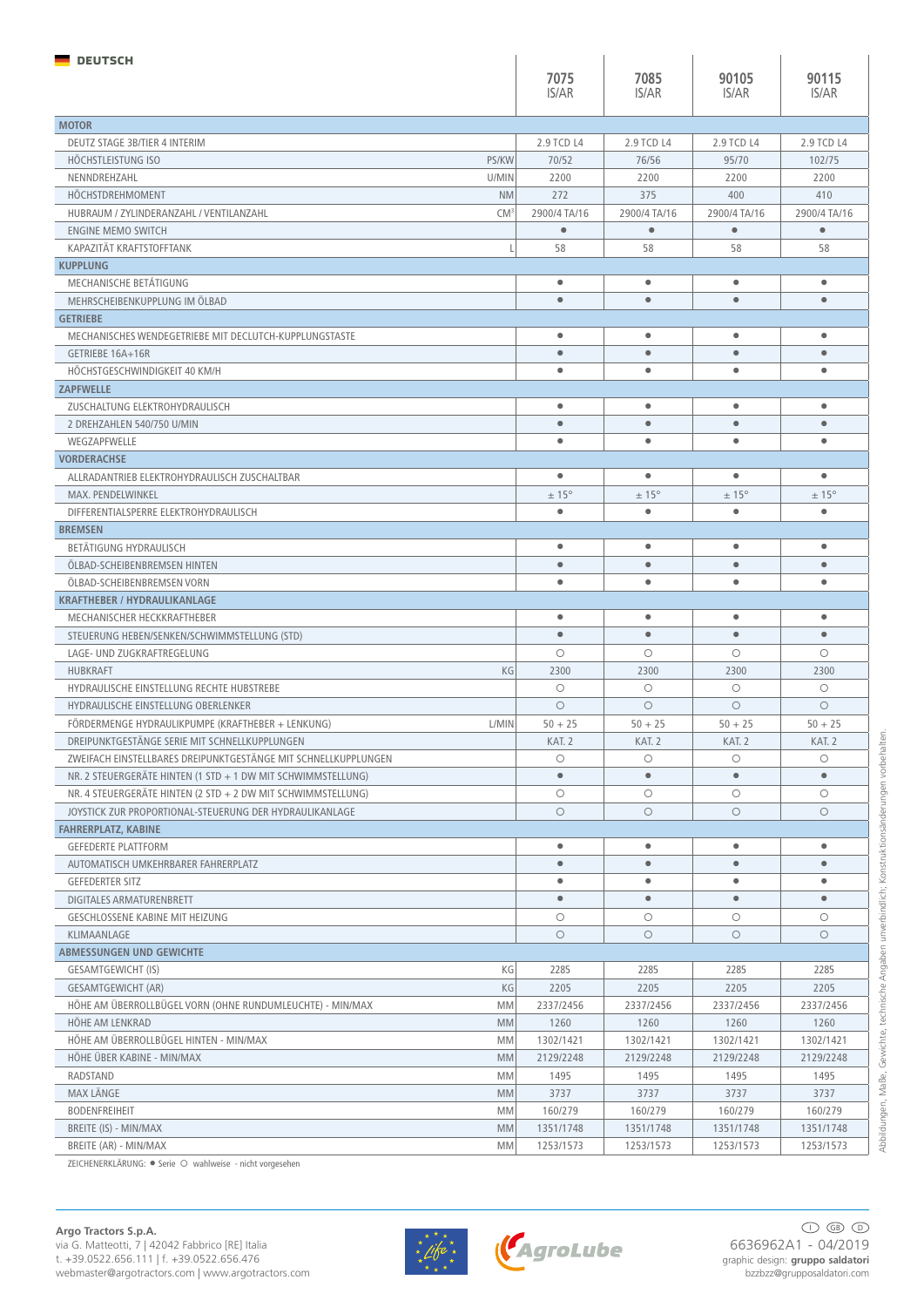**DEUTSCH**

| | | 7075 IS/AR | 7085 IS/AR | 90105 IS/AR | 90115 IS/AR |
|---|---|---|---|---|---|
| **MOTOR** | | | | | |
| DEUTZ STAGE 3B/TIER 4 INTERIM | | 2.9 TCD L4 | 2.9 TCD L4 | 2.9 TCD L4 | 2.9 TCD L4 |
| HÖCHSTLEISTUNG ISO | PS/KW | 70/52 | 76/56 | 95/70 | 102/75 |
| NENNDREHZAHL | U/MIN | 2200 | 2200 | 2200 | 2200 |
| HÖCHSTDREHMOMENT | NM | 272 | 375 | 400 | 410 |
| HUBRAUM / ZYLINDERANZAHL / VENTILANZAHL | $CM^3$ | 2900/4 TA/16 | 2900/4 TA/16 | 2900/4 TA/16 | 2900/4 TA/16 |
| ENGINE MEMO SWITCH | | ● | ● | ● | ● |
| KAPAZITÄT KRAFTSTOFFTANK | L | 58 | 58 | 58 | 58 |
| **KUPPLUNG** | | | | | |
| MECHANISCHE BETÄTIGUNG | | ● | ● | ● | ● |
| MEHRSCHEIBENKUPPLUNG IM ÖLBAD | | ● | ● | ● | ● |
| **GETRIEBE** | | | | | |
| MECHANISCHES WENDEGETRIEBE MIT DECLUTCH-KUPPLUNGSTASTE | | ● | ● | ● | ● |
| GETRIEBE 16A+16R | | ● | ● | ● | ● |
| HÖCHSTGESCHWINDIGKEIT 40 KM/H | | ● | ● | ● | ● |
| **ZAPFWELLE** | | | | | |
| ZUSCHALTUNG ELEKTROHYDRAULISCH | | ● | ● | ● | ● |
| 2 DREHZAHLEN 540/750 U/MIN | | ● | ● | ● | ● |
| WEGZAPFWELLE | | ● | ● | ● | ● |
| **VORDERACHSE** | | | | | |
| ALLRADANTRIEB ELEKTROHYDRAULISCH ZUSCHALTBAR | | ● | ● | ● | ● |
| MAX. PENDELWINKEL | | ± 15° | ± 15° | ± 15° | ± 15° |
| DIFFERENTIALSPERRE ELEKTROHYDRAULISCH | | ● | ● | ● | ● |
| **BREMSEN** | | | | | |
| BETÄTIGUNG HYDRAULISCH | | ● | ● | ● | ● |
| ÖLBAD-SCHEIBENBREMSEN HINTEN | | ● | ● | ● | ● |
| ÖLBAD-SCHEIBENBREMSEN VORN | | ● | ● | ● | ● |
| **KRAFTHEBER / HYDRAULIKANLAGE** | | | | | |
| MECHANISCHER HECKKRAFTHEBER | | ● | ● | ● | ● |
| STEUERUNG HEBEN/SENKEN/SCHWIMMSTELLUNG (STD) | | ● | ● | ● | ● |
| LAGE- UND ZUGKRAFTREGELUNG | | ○ | ○ | ○ | ○ |
| HUBKRAFT | KG | 2300 | 2300 | 2300 | 2300 |
| HYDRAULISCHE EINSTELLUNG RECHTE HUBSTREBE | | ○ | ○ | ○ | ○ |
| HYDRAULISCHE EINSTELLUNG OBERLENKER | | ○ | ○ | ○ | ○ |
| FÖRDERMENGE HYDRAULIKPUMPE (KRAFTHEBER + LENKUNG) | L/MIN | 50 + 25 | 50 + 25 | 50 + 25 | 50 + 25 |
| DREIPUNKTGESTÄNGE SERIE MIT SCHNELLKUPPLUNGEN | | KAT. 2 | KAT. 2 | KAT. 2 | KAT. 2 |
| ZWEIFACH EINSTELLBARES DREIPUNKTGESTÄNGE MIT SCHNELLKUPPLUNGEN | | ○ | ○ | ○ | ○ |
| NR. 2 STEUERGERÄTE HINTEN (1 STD + 1 DW MIT SCHWIMMSTELLUNG) | | ● | ● | ● | ● |
| NR. 4 STEUERGERÄTE HINTEN (2 STD + 2 DW MIT SCHWIMMSTELLUNG) | | ○ | ○ | ○ | ○ |
| JOYSTICK ZUR PROPORTIONAL-STEUERUNG DER HYDRAULIKANLAGE | | ○ | ○ | ○ | ○ |
| **FAHRERPLATZ, KABINE** | | | | | |
| GEFEDERTE PLATTFORM | | ● | ● | ● | ● |
| AUTOMATISCH UMKEHRBARER FAHRERPLATZ | | ● | ● | ● | ● |
| GEFEDERTER SITZ | | ● | ● | ● | ● |
| DIGITALES ARMATURENBRETT | | ● | ● | ● | ● |
| GESCHLOSSENE KABINE MIT HEIZUNG | | ○ | ○ | ○ | ○ |
| KLIMAANLAGE | | ○ | ○ | ○ | ○ |
| **ABMESSUNGEN UND GEWICHTE** | | | | | |
| GESAMTGEWICHT (IS) | KG | 2285 | 2285 | 2285 | 2285 |
| GESAMTGEWICHT (AR) | KG | 2205 | 2205 | 2205 | 2205 |
| HÖHE AM ÜBERROLLBÜGEL VORN (OHNE RUNDUMLEUCHTE) - MIN/MAX | MM | 2337/2456 | 2337/2456 | 2337/2456 | 2337/2456 |
| HÖHE AM LENKRAD | MM | 1260 | 1260 | 1260 | 1260 |
| HÖHE AM ÜBERROLLBÜGEL HINTEN - MIN/MAX | MM | 1302/1421 | 1302/1421 | 1302/1421 | 1302/1421 |
| HÖHE ÜBER KABINE - MIN/MAX | MM | 2129/2248 | 2129/2248 | 2129/2248 | 2129/2248 |
| RADSTAND | MM | 1495 | 1495 | 1495 | 1495 |
| MAX LÄNGE | MM | 3737 | 3737 | 3737 | 3737 |
| BODENFREIHEIT | MM | 160/279 | 160/279 | 160/279 | 160/279 |
| BREITE (IS) - MIN/MAX | MM | 1351/1748 | 1351/1748 | 1351/1748 | 1351/1748 |
| BREITE (AR) - MIN/MAX | MM | 1253/1573 | 1253/1573 | 1253/1573 | 1253/1573 |

ZEICHENERKLÄRUNG: ● Serie ○ wahlweise - nicht vorgesehen

Abbildungen, Maße, Gewichte, technische Angaben unverbindlich; Konstruktionsänderungen vorbehalten.

**Argo Tractors S.p.A.**
via G. Matteotti, 7 | 42042 Fabbrico [RE] Italia
t. +39.0522.656.111 | f. +39.0522.656.476
webmaster@argotractors.com | www.argotractors.com

AgroLube

I GB D
6636962A1 - 04/2019
graphic design: **gruppo saldatori**
bzzbzz@grupposaldatori.com